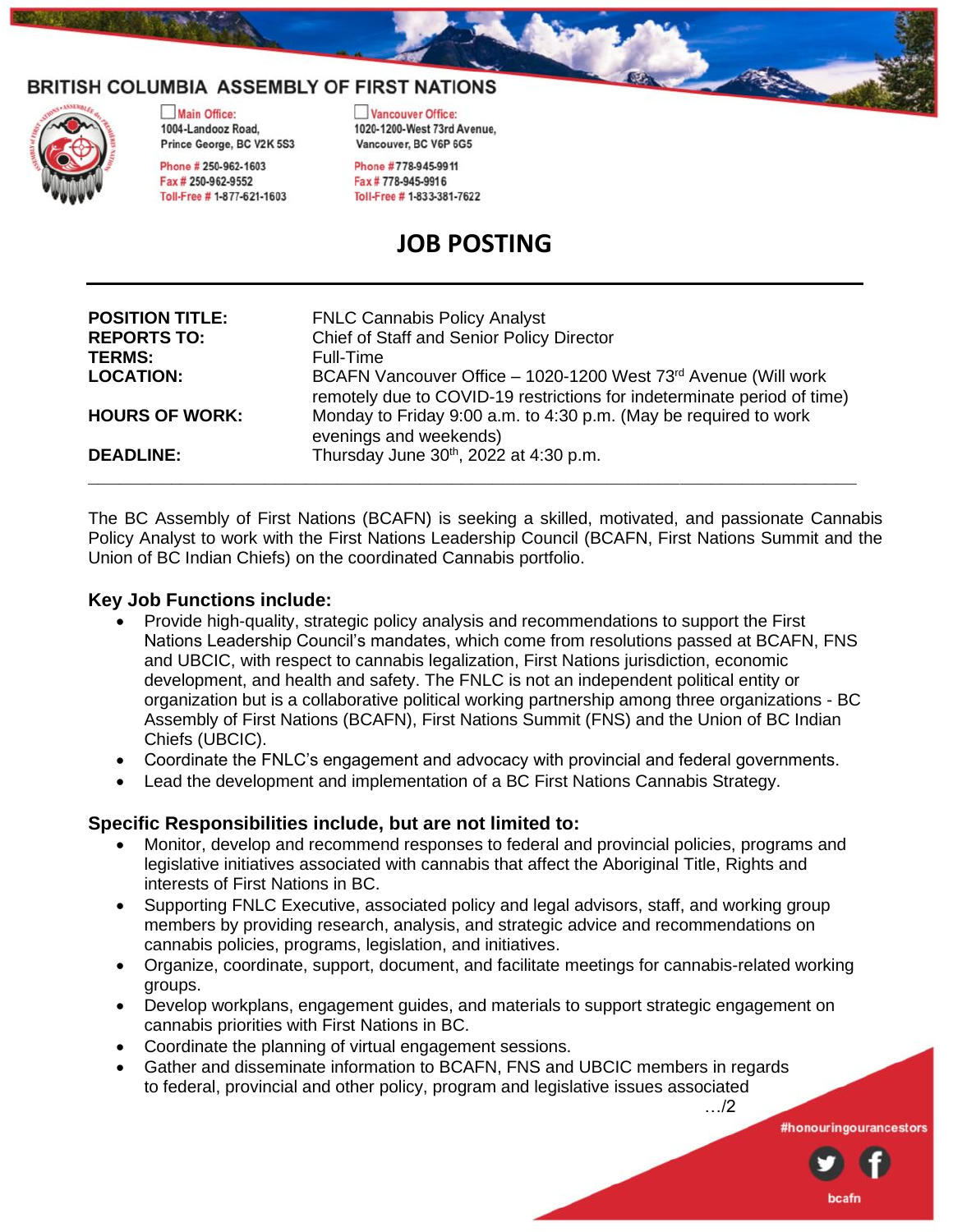BRITISH COLUMBIA ASSEMBLY OF FIRST NATIONS

| Main Office: | Vancouver Office: |
|---|---|
| 1004-Landooz Road, Prince George, BC V2K 5S3 | 1020-1200-West 73rd Avenue, Vancouver, BC V6P 6G5 |
| Phone # 250-962-1603 | Phone # 778-945-9911 |
| Fax # 250-962-9552 | Fax # 778-945-9916 |
| Toll-Free # 1-877-621-1603 | Toll-Free # 1-833-381-7622 |

# JOB POSTING

**POSITION TITLE:** FNLC Cannabis Policy Analyst
**REPORTS TO:** Chief of Staff and Senior Policy Director
**TERMS:** Full-Time
**LOCATION:** BCAFN Vancouver Office – 1020-1200 West 73rd Avenue (Will work remotely due to COVID-19 restrictions for indeterminate period of time)
**HOURS OF WORK:** Monday to Friday 9:00 a.m. to 4:30 p.m. (May be required to work evenings and weekends)
**DEADLINE:** Thursday June 30th, 2022 at 4:30 p.m.

---

The BC Assembly of First Nations (BCAFN) is seeking a skilled, motivated, and passionate Cannabis Policy Analyst to work with the First Nations Leadership Council (BCAFN, First Nations Summit and the Union of BC Indian Chiefs) on the coordinated Cannabis portfolio.

### Key Job Functions include:

- Provide high-quality, strategic policy analysis and recommendations to support the First Nations Leadership Council's mandates, which come from resolutions passed at BCAFN, FNS and UBCIC, with respect to cannabis legalization, First Nations jurisdiction, economic development, and health and safety. The FNLC is not an independent political entity or organization but is a collaborative political working partnership among three organizations - BC Assembly of First Nations (BCAFN), First Nations Summit (FNS) and the Union of BC Indian Chiefs (UBCIC).
- Coordinate the FNLC's engagement and advocacy with provincial and federal governments.
- Lead the development and implementation of a BC First Nations Cannabis Strategy.

### Specific Responsibilities include, but are not limited to:

- Monitor, develop and recommend responses to federal and provincial policies, programs and legislative initiatives associated with cannabis that affect the Aboriginal Title, Rights and interests of First Nations in BC.
- Supporting FNLC Executive, associated policy and legal advisors, staff, and working group members by providing research, analysis, and strategic advice and recommendations on cannabis policies, programs, legislation, and initiatives.
- Organize, coordinate, support, document, and facilitate meetings for cannabis-related working groups.
- Develop workplans, engagement guides, and materials to support strategic engagement on cannabis priorities with First Nations in BC.
- Coordinate the planning of virtual engagement sessions.
- Gather and disseminate information to BCAFN, FNS and UBCIC members in regards to federal, provincial and other policy, program and legislative issues associated

…/2

#honouringourancestors

bcafn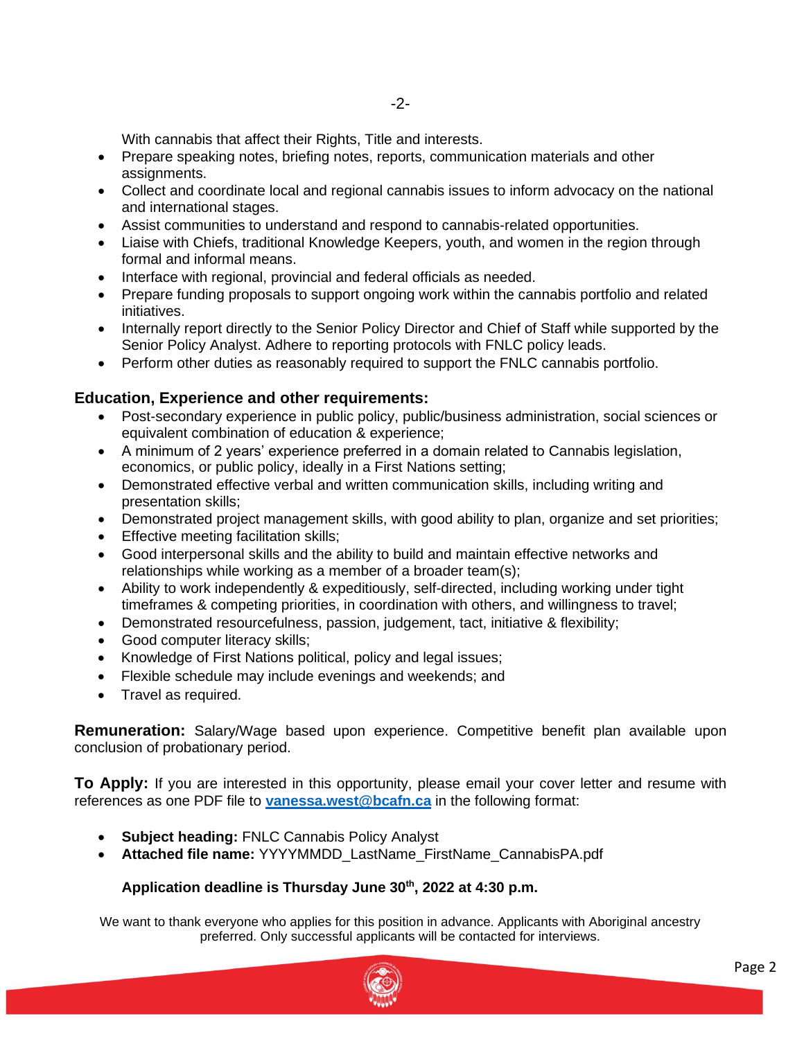With cannabis that affect their Rights, Title and interests.

- Prepare speaking notes, briefing notes, reports, communication materials and other assignments.
- Collect and coordinate local and regional cannabis issues to inform advocacy on the national and international stages.
- Assist communities to understand and respond to cannabis-related opportunities.
- Liaise with Chiefs, traditional Knowledge Keepers, youth, and women in the region through formal and informal means.
- Interface with regional, provincial and federal officials as needed.
- Prepare funding proposals to support ongoing work within the cannabis portfolio and related initiatives.
- Internally report directly to the Senior Policy Director and Chief of Staff while supported by the Senior Policy Analyst. Adhere to reporting protocols with FNLC policy leads.
- Perform other duties as reasonably required to support the FNLC cannabis portfolio.

## Education, Experience and other requirements:

- Post-secondary experience in public policy, public/business administration, social sciences or equivalent combination of education & experience;
- A minimum of 2 years' experience preferred in a domain related to Cannabis legislation, economics, or public policy, ideally in a First Nations setting;
- Demonstrated effective verbal and written communication skills, including writing and presentation skills;
- Demonstrated project management skills, with good ability to plan, organize and set priorities;
- Effective meeting facilitation skills;
- Good interpersonal skills and the ability to build and maintain effective networks and relationships while working as a member of a broader team(s);
- Ability to work independently & expeditiously, self-directed, including working under tight timeframes & competing priorities, in coordination with others, and willingness to travel;
- Demonstrated resourcefulness, passion, judgement, tact, initiative & flexibility;
- Good computer literacy skills;
- Knowledge of First Nations political, policy and legal issues;
- Flexible schedule may include evenings and weekends; and
- Travel as required.

**Remuneration:** Salary/Wage based upon experience. Competitive benefit plan available upon conclusion of probationary period.

**To Apply:** If you are interested in this opportunity, please email your cover letter and resume with references as one PDF file to **vanessa.west@bcafn.ca** in the following format:

- **Subject heading:** FNLC Cannabis Policy Analyst
- **Attached file name:** YYYYMMDD_LastName_FirstName_CannabisPA.pdf

**Application deadline is Thursday June 30th, 2022 at 4:30 p.m.**

We want to thank everyone who applies for this position in advance. Applicants with Aboriginal ancestry preferred. Only successful applicants will be contacted for interviews.